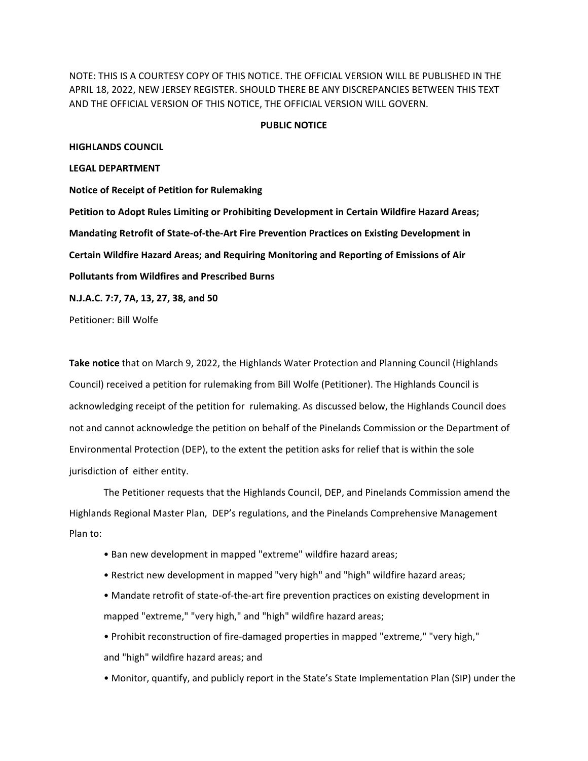NOTE: THIS IS A COURTESY COPY OF THIS NOTICE. THE OFFICIAL VERSION WILL BE PUBLISHED IN THE APRIL 18, 2022, NEW JERSEY REGISTER. SHOULD THERE BE ANY DISCREPANCIES BETWEEN THIS TEXT AND THE OFFICIAL VERSION OF THIS NOTICE, THE OFFICIAL VERSION WILL GOVERN.

**PUBLIC NOTICE**

**HIGHLANDS COUNCIL**

**LEGAL DEPARTMENT**

**Notice of Receipt of Petition for Rulemaking**

**Petition to Adopt Rules Limiting or Prohibiting Development in Certain Wildfire Hazard Areas; Mandating Retrofit of State-of-the-Art Fire Prevention Practices on Existing Development in Certain Wildfire Hazard Areas; and Requiring Monitoring and Reporting of Emissions of Air Pollutants from Wildfires and Prescribed Burns**

**N.J.A.C. 7:7, 7A, 13, 27, 38, and 50**

Petitioner: Bill Wolfe

**Take notice** that on March 9, 2022, the Highlands Water Protection and Planning Council (Highlands Council) received a petition for rulemaking from Bill Wolfe (Petitioner). The Highlands Council is acknowledging receipt of the petition for rulemaking. As discussed below, the Highlands Council does not and cannot acknowledge the petition on behalf of the Pinelands Commission or the Department of Environmental Protection (DEP), to the extent the petition asks for relief that is within the sole jurisdiction of either entity.

The Petitioner requests that the Highlands Council, DEP, and Pinelands Commission amend the Highlands Regional Master Plan, DEP's regulations, and the Pinelands Comprehensive Management Plan to:

- Ban new development in mapped "extreme" wildfire hazard areas;
- Restrict new development in mapped "very high" and "high" wildfire hazard areas;
- Mandate retrofit of state-of-the-art fire prevention practices on existing development in mapped "extreme," "very high," and "high" wildfire hazard areas;
- Prohibit reconstruction of fire-damaged properties in mapped "extreme," "very high," and "high" wildfire hazard areas; and
- Monitor, quantify, and publicly report in the State's State Implementation Plan (SIP) under the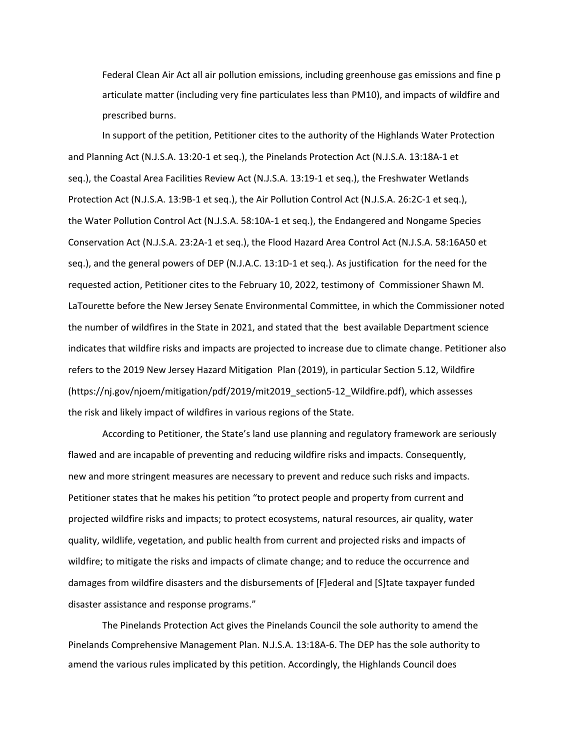Federal Clean Air Act all air pollution emissions, including greenhouse gas emissions and fine p articulate matter (including very fine particulates less than PM10), and impacts of wildfire and prescribed burns.

In support of the petition, Petitioner cites to the authority of the Highlands Water Protection and Planning Act (N.J.S.A. 13:20-1 et seq.), the Pinelands Protection Act (N.J.S.A. 13:18A-1 et seq.), the Coastal Area Facilities Review Act (N.J.S.A. 13:19-1 et seq.), the Freshwater Wetlands Protection Act (N.J.S.A. 13:9B-1 et seq.), the Air Pollution Control Act (N.J.S.A. 26:2C-1 et seq.), the Water Pollution Control Act (N.J.S.A. 58:10A-1 et seq.), the Endangered and Nongame Species Conservation Act (N.J.S.A. 23:2A-1 et seq.), the Flood Hazard Area Control Act (N.J.S.A. 58:16A50 et seq.), and the general powers of DEP (N.J.A.C. 13:1D-1 et seq.). As justification for the need for the requested action, Petitioner cites to the February 10, 2022, testimony of Commissioner Shawn M. LaTourette before the New Jersey Senate Environmental Committee, in which the Commissioner noted the number of wildfires in the State in 2021, and stated that the best available Department science indicates that wildfire risks and impacts are projected to increase due to climate change. Petitioner also refers to the 2019 New Jersey Hazard Mitigation Plan (2019), in particular Section 5.12, Wildfire (https://nj.gov/njoem/mitigation/pdf/2019/mit2019_section5-12_Wildfire.pdf), which assesses the risk and likely impact of wildfires in various regions of the State.

According to Petitioner, the State's land use planning and regulatory framework are seriously flawed and are incapable of preventing and reducing wildfire risks and impacts. Consequently, new and more stringent measures are necessary to prevent and reduce such risks and impacts. Petitioner states that he makes his petition "to protect people and property from current and projected wildfire risks and impacts; to protect ecosystems, natural resources, air quality, water quality, wildlife, vegetation, and public health from current and projected risks and impacts of wildfire; to mitigate the risks and impacts of climate change; and to reduce the occurrence and damages from wildfire disasters and the disbursements of [F]ederal and [S]tate taxpayer funded disaster assistance and response programs."

The Pinelands Protection Act gives the Pinelands Council the sole authority to amend the Pinelands Comprehensive Management Plan. N.J.S.A. 13:18A-6. The DEP has the sole authority to amend the various rules implicated by this petition. Accordingly, the Highlands Council does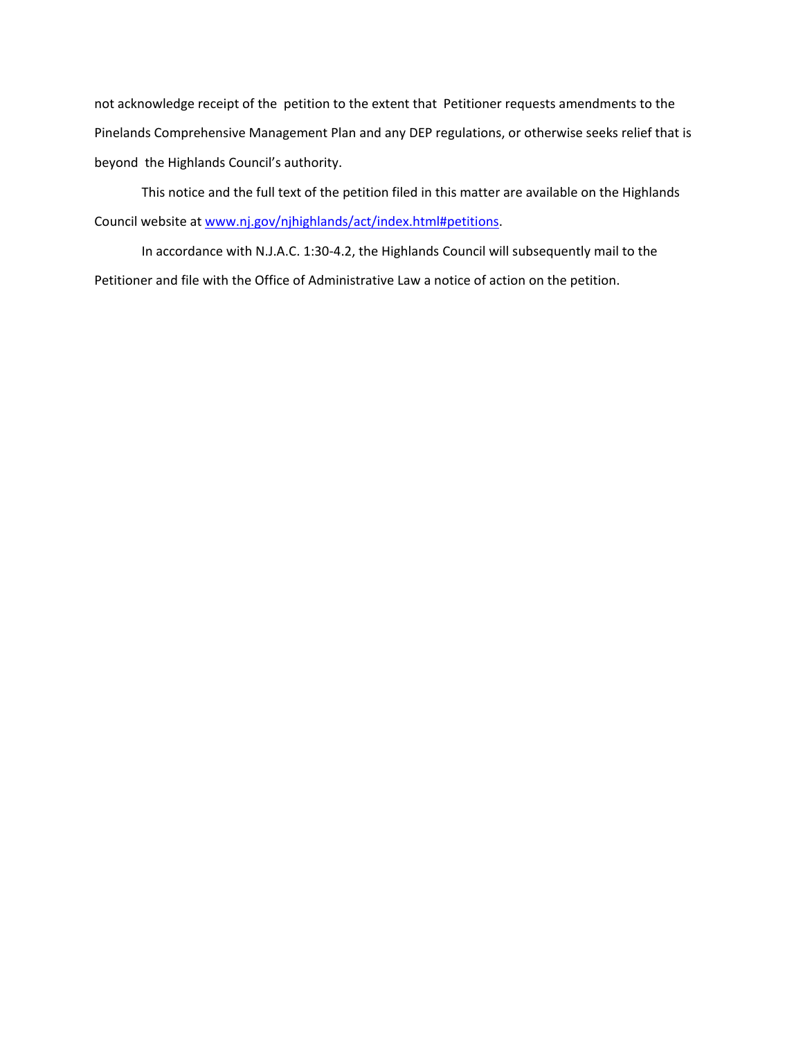not acknowledge receipt of the petition to the extent that Petitioner requests amendments to the Pinelands Comprehensive Management Plan and any DEP regulations, or otherwise seeks relief that is beyond the Highlands Council's authority.

This notice and the full text of the petition filed in this matter are available on the Highlands Council website at [www.nj.gov/njhighlands/act/index.html#petitions](http://www.nj.gov/njhighlands/act/index.html#petitions).

In accordance with N.J.A.C. 1:30-4.2, the Highlands Council will subsequently mail to the Petitioner and file with the Office of Administrative Law a notice of action on the petition.